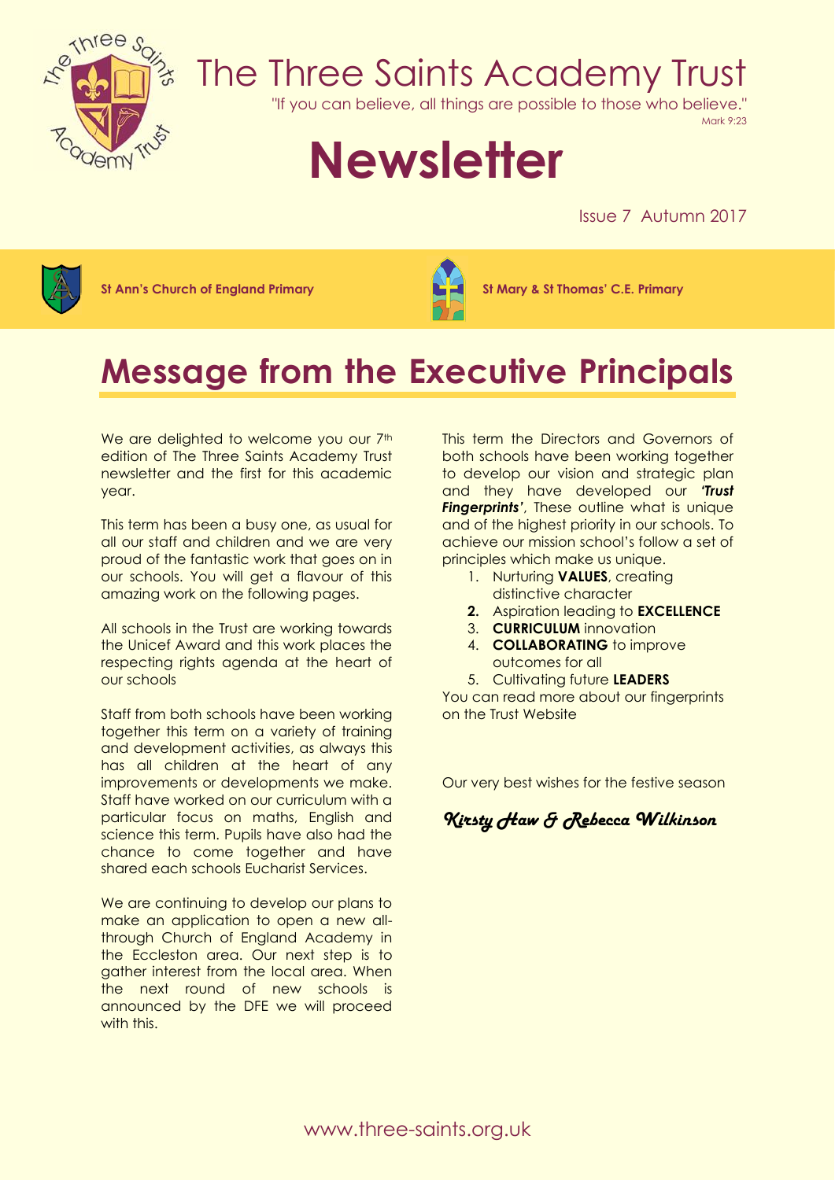# The Three Saints Academy Trust

"If you can believe, all things are possible to those who believe."
Mark 9:23

# Newsletter

Issue 7 Autumn 2017

**St Ann's Church of England Primary** **St Mary & St Thomas' C.E. Primary**

## Message from the Executive Principals

We are delighted to welcome you our 7th edition of The Three Saints Academy Trust newsletter and the first for this academic year.

This term has been a busy one, as usual for all our staff and children and we are very proud of the fantastic work that goes on in our schools. You will get a flavour of this amazing work on the following pages.

All schools in the Trust are working towards the Unicef Award and this work places the respecting rights agenda at the heart of our schools

Staff from both schools have been working together this term on a variety of training and development activities, as always this has all children at the heart of any improvements or developments we make. Staff have worked on our curriculum with a particular focus on maths, English and science this term. Pupils have also had the chance to come together and have shared each schools Eucharist Services.

We are continuing to develop our plans to make an application to open a new all-through Church of England Academy in the Eccleston area. Our next step is to gather interest from the local area. When the next round of new schools is announced by the DFE we will proceed with this.

This term the Directors and Governors of both schools have been working together to develop our vision and strategic plan and they have developed our ***'Trust Fingerprints'***, These outline what is unique and of the highest priority in our schools. To achieve our mission school's follow a set of principles which make us unique.

1. Nurturing **VALUES**, creating distinctive character
2. Aspiration leading to **EXCELLENCE**
3. **CURRICULUM** innovation
4. **COLLABORATING** to improve outcomes for all
5. Cultivating future **LEADERS**

You can read more about our fingerprints on the Trust Website

Our very best wishes for the festive season

*Kirsty Haw & Rebecca Wilkinson*

www.three-saints.org.uk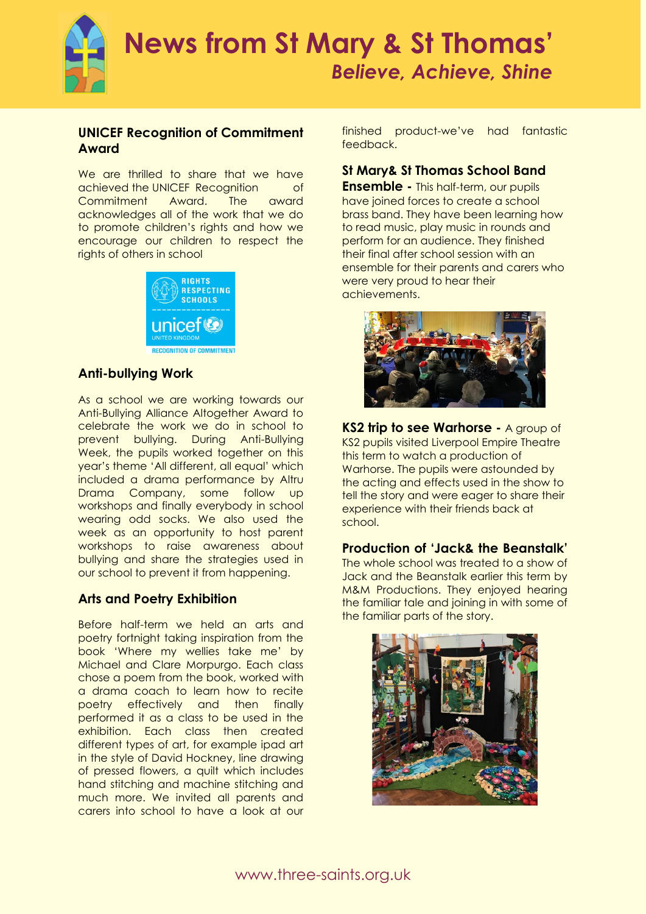# News from St Mary & St Thomas'

*Believe, Achieve, Shine*

## UNICEF Recognition of Commitment Award

We are thrilled to share that we have achieved the UNICEF Recognition of Commitment Award. The award acknowledges all of the work that we do to promote children's rights and how we encourage our children to respect the rights of others in school

## Anti-bullying Work

As a school we are working towards our Anti-Bullying Alliance Altogether Award to celebrate the work we do in school to prevent bullying. During Anti-Bullying Week, the pupils worked together on this year's theme 'All different, all equal' which included a drama performance by Altru Drama Company, some follow up workshops and finally everybody in school wearing odd socks. We also used the week as an opportunity to host parent workshops to raise awareness about bullying and share the strategies used in our school to prevent it from happening.

## Arts and Poetry Exhibition

Before half-term we held an arts and poetry fortnight taking inspiration from the book 'Where my wellies take me' by Michael and Clare Morpurgo. Each class chose a poem from the book, worked with a drama coach to learn how to recite poetry effectively and then finally performed it as a class to be used in the exhibition. Each class then created different types of art, for example ipad art in the style of David Hockney, line drawing of pressed flowers, a quilt which includes hand stitching and machine stitching and much more. We invited all parents and carers into school to have a look at our finished product-we've had fantastic feedback.

**St Mary& St Thomas School Band Ensemble -** This half-term, our pupils have joined forces to create a school brass band. They have been learning how to read music, play music in rounds and perform for an audience. They finished their final after school session with an ensemble for their parents and carers who were very proud to hear their achievements.

**KS2 trip to see Warhorse -** A group of KS2 pupils visited Liverpool Empire Theatre this term to watch a production of Warhorse. The pupils were astounded by the acting and effects used in the show to tell the story and were eager to share their experience with their friends back at school.

## Production of 'Jack& the Beanstalk'

The whole school was treated to a show of Jack and the Beanstalk earlier this term by M&M Productions. They enjoyed hearing the familiar tale and joining in with some of the familiar parts of the story.

www.three-saints.org.uk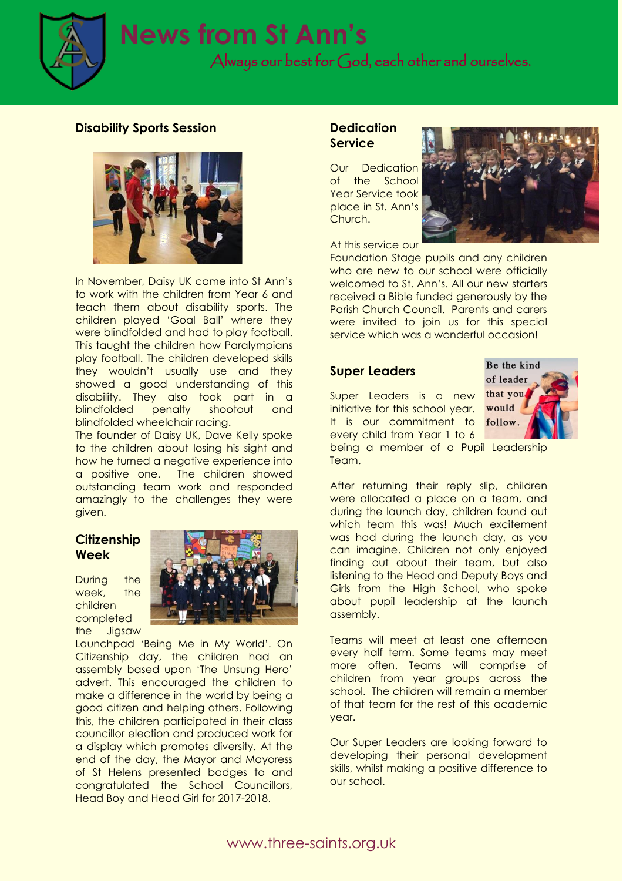# News from St Ann's

Always our best for God, each other and ourselves.

## Disability Sports Session

In November, Daisy UK came into St Ann's to work with the children from Year 6 and teach them about disability sports. The children played 'Goal Ball' where they were blindfolded and had to play football. This taught the children how Paralympians play football. The children developed skills they wouldn't usually use and they showed a good understanding of this disability. They also took part in a blindfolded penalty shootout and blindfolded wheelchair racing.

The founder of Daisy UK, Dave Kelly spoke to the children about losing his sight and how he turned a negative experience into a positive one. The children showed outstanding team work and responded amazingly to the challenges they were given.

## Citizenship Week

During the week, the children completed the Jigsaw Launchpad 'Being Me in My World'. On Citizenship day, the children had an assembly based upon 'The Unsung Hero' advert. This encouraged the children to make a difference in the world by being a good citizen and helping others. Following this, the children participated in their class councillor election and produced work for a display which promotes diversity. At the end of the day, the Mayor and Mayoress of St Helens presented badges to and congratulated the School Councillors, Head Boy and Head Girl for 2017-2018.

## Dedication Service

Our Dedication of the School Year Service took place in St. Ann's Church.

At this service our Foundation Stage pupils and any children who are new to our school were officially welcomed to St. Ann's. All our new starters received a Bible funded generously by the Parish Church Council. Parents and carers were invited to join us for this special service which was a wonderful occasion!

## Super Leaders

Be the kind of leader that you would follow.

Super Leaders is a new initiative for this school year. It is our commitment to every child from Year 1 to 6 being a member of a Pupil Leadership Team.

After returning their reply slip, children were allocated a place on a team, and during the launch day, children found out which team this was! Much excitement was had during the launch day, as you can imagine. Children not only enjoyed finding out about their team, but also listening to the Head and Deputy Boys and Girls from the High School, who spoke about pupil leadership at the launch assembly.

Teams will meet at least one afternoon every half term. Some teams may meet more often. Teams will comprise of children from year groups across the school. The children will remain a member of that team for the rest of this academic year.

Our Super Leaders are looking forward to developing their personal development skills, whilst making a positive difference to our school.

www.three-saints.org.uk